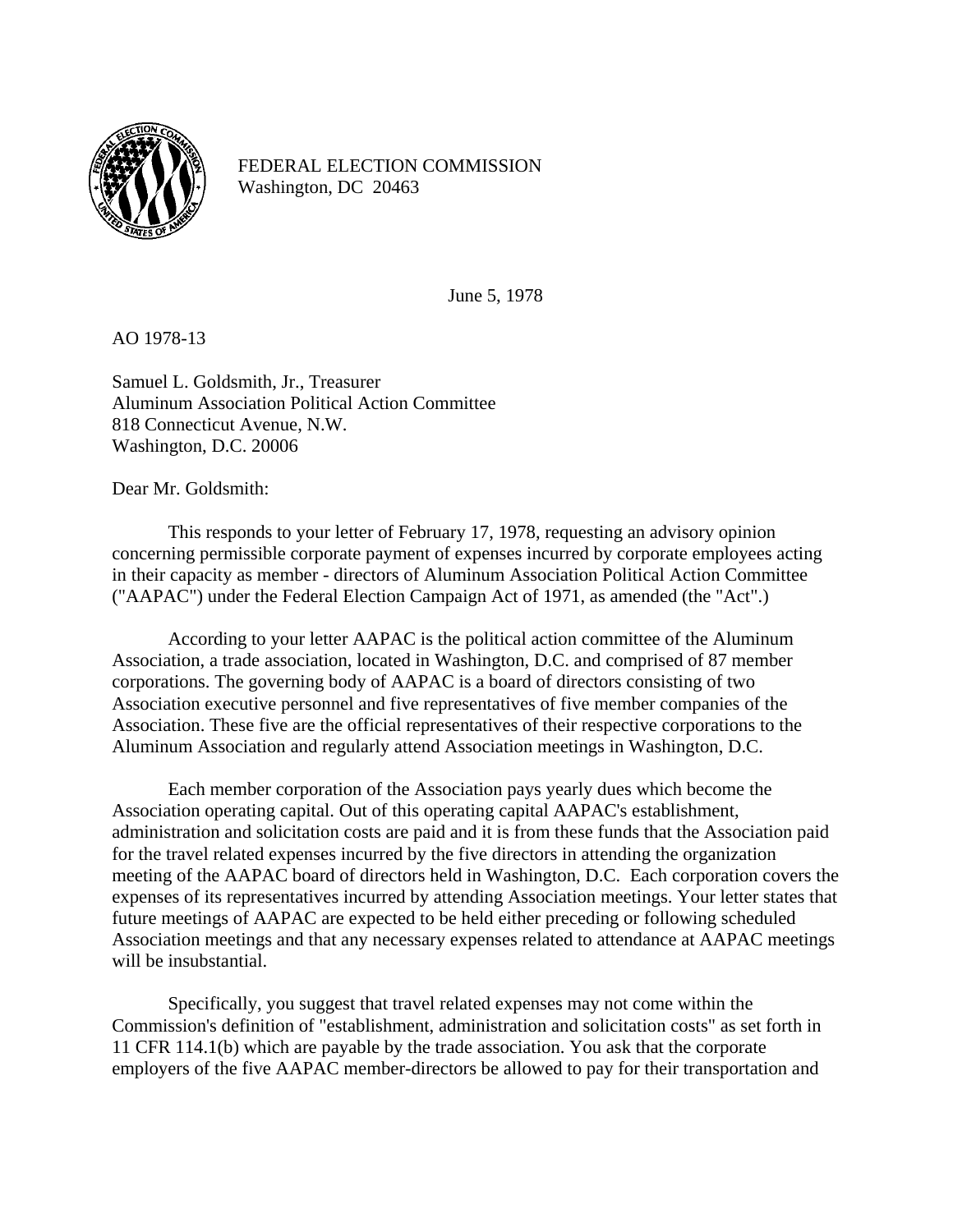FEDERAL ELECTION COMMISSION
Washington, DC 20463

June 5, 1978

AO 1978-13

Samuel L. Goldsmith, Jr., Treasurer
Aluminum Association Political Action Committee
818 Connecticut Avenue, N.W.
Washington, D.C. 20006

Dear Mr. Goldsmith:

This responds to your letter of February 17, 1978, requesting an advisory opinion concerning permissible corporate payment of expenses incurred by corporate employees acting in their capacity as member - directors of Aluminum Association Political Action Committee ("AAPAC") under the Federal Election Campaign Act of 1971, as amended (the "Act".)

According to your letter AAPAC is the political action committee of the Aluminum Association, a trade association, located in Washington, D.C. and comprised of 87 member corporations. The governing body of AAPAC is a board of directors consisting of two Association executive personnel and five representatives of five member companies of the Association. These five are the official representatives of their respective corporations to the Aluminum Association and regularly attend Association meetings in Washington, D.C.

Each member corporation of the Association pays yearly dues which become the Association operating capital. Out of this operating capital AAPAC's establishment, administration and solicitation costs are paid and it is from these funds that the Association paid for the travel related expenses incurred by the five directors in attending the organization meeting of the AAPAC board of directors held in Washington, D.C. Each corporation covers the expenses of its representatives incurred by attending Association meetings. Your letter states that future meetings of AAPAC are expected to be held either preceding or following scheduled Association meetings and that any necessary expenses related to attendance at AAPAC meetings will be insubstantial.

Specifically, you suggest that travel related expenses may not come within the Commission's definition of "establishment, administration and solicitation costs" as set forth in 11 CFR 114.1(b) which are payable by the trade association. You ask that the corporate employers of the five AAPAC member-directors be allowed to pay for their transportation and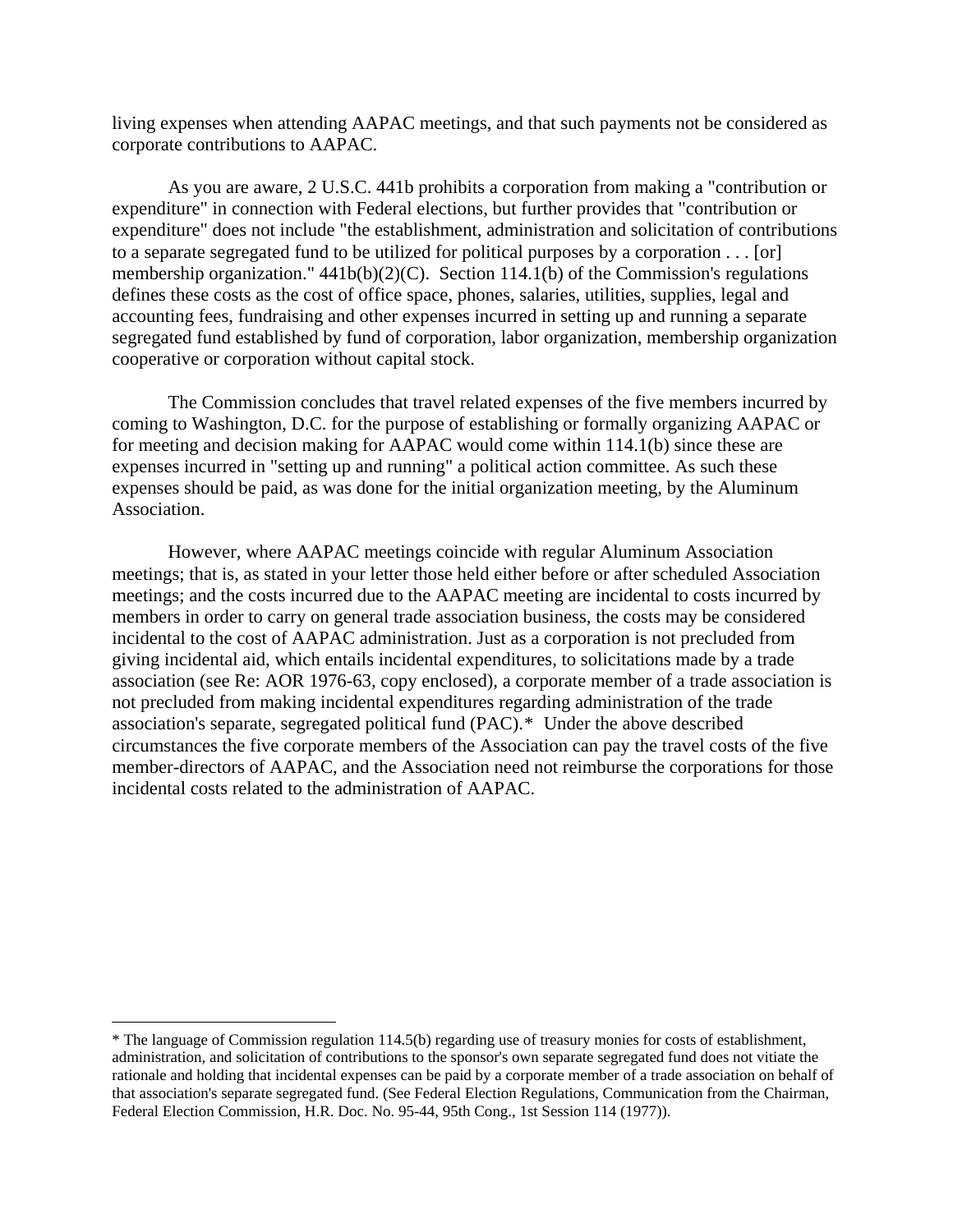living expenses when attending AAPAC meetings, and that such payments not be considered as corporate contributions to AAPAC.

As you are aware, 2 U.S.C. 441b prohibits a corporation from making a "contribution or expenditure" in connection with Federal elections, but further provides that "contribution or expenditure" does not include "the establishment, administration and solicitation of contributions to a separate segregated fund to be utilized for political purposes by a corporation . . . [or] membership organization." 441b(b)(2)(C). Section 114.1(b) of the Commission's regulations defines these costs as the cost of office space, phones, salaries, utilities, supplies, legal and accounting fees, fundraising and other expenses incurred in setting up and running a separate segregated fund established by fund of corporation, labor organization, membership organization cooperative or corporation without capital stock.

The Commission concludes that travel related expenses of the five members incurred by coming to Washington, D.C. for the purpose of establishing or formally organizing AAPAC or for meeting and decision making for AAPAC would come within 114.1(b) since these are expenses incurred in "setting up and running" a political action committee. As such these expenses should be paid, as was done for the initial organization meeting, by the Aluminum Association.

However, where AAPAC meetings coincide with regular Aluminum Association meetings; that is, as stated in your letter those held either before or after scheduled Association meetings; and the costs incurred due to the AAPAC meeting are incidental to costs incurred by members in order to carry on general trade association business, the costs may be considered incidental to the cost of AAPAC administration. Just as a corporation is not precluded from giving incidental aid, which entails incidental expenditures, to solicitations made by a trade association (see Re: AOR 1976-63, copy enclosed), a corporate member of a trade association is not precluded from making incidental expenditures regarding administration of the trade association's separate, segregated political fund (PAC).* Under the above described circumstances the five corporate members of the Association can pay the travel costs of the five member-directors of AAPAC, and the Association need not reimburse the corporations for those incidental costs related to the administration of AAPAC.

---

* The language of Commission regulation 114.5(b) regarding use of treasury monies for costs of establishment, administration, and solicitation of contributions to the sponsor's own separate segregated fund does not vitiate the rationale and holding that incidental expenses can be paid by a corporate member of a trade association on behalf of that association's separate segregated fund. (See Federal Election Regulations, Communication from the Chairman, Federal Election Commission, H.R. Doc. No. 95-44, 95th Cong., 1st Session 114 (1977)).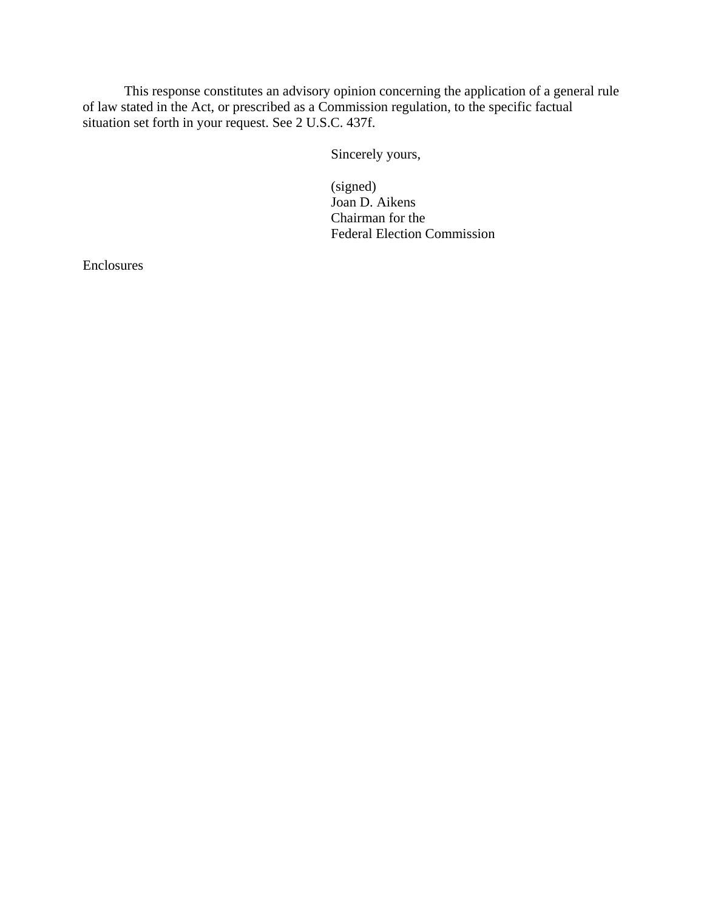This response constitutes an advisory opinion concerning the application of a general rule of law stated in the Act, or prescribed as a Commission regulation, to the specific factual situation set forth in your request. See 2 U.S.C. 437f.

Sincerely yours,

(signed)
Joan D. Aikens
Chairman for the
Federal Election Commission

Enclosures